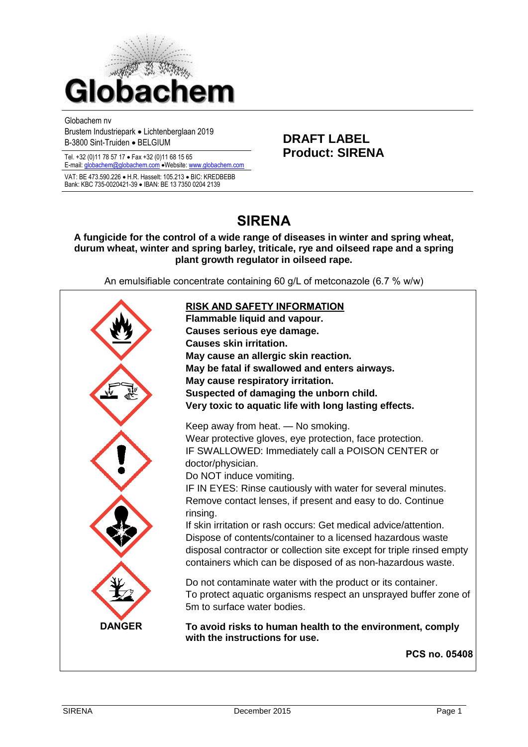Globachem nv
Brustem Industriepark • Lichtenberglaan 2019
B-3800 Sint-Truiden • BELGIUM

Tel. +32 (0)11 78 57 17 • Fax +32 (0)11 68 15 65
E-mail: globachem@globachem.com •Website: www.globachem.com

VAT: BE 473.590.226 • H.R. Hasselt: 105.213 • BIC: KREDBEBB
Bank: KBC 735-0020421-39 • IBAN: BE 13 7350 0204 2139

**DRAFT LABEL**
**Product: SIRENA**

# SIRENA

**A fungicide for the control of a wide range of diseases in winter and spring wheat, durum wheat, winter and spring barley, triticale, rye and oilseed rape and a spring plant growth regulator in oilseed rape.**

An emulsifiable concentrate containing 60 g/L of metconazole (6.7 % w/w)

**DANGER**

## RISK AND SAFETY INFORMATION

**Flammable liquid and vapour.**
**Causes serious eye damage.**
**Causes skin irritation.**
**May cause an allergic skin reaction.**
**May be fatal if swallowed and enters airways.**
**May cause respiratory irritation.**
**Suspected of damaging the unborn child.**
**Very toxic to aquatic life with long lasting effects.**

Keep away from heat. — No smoking.
Wear protective gloves, eye protection, face protection.
IF SWALLOWED: Immediately call a POISON CENTER or doctor/physician.
Do NOT induce vomiting.
IF IN EYES: Rinse cautiously with water for several minutes. Remove contact lenses, if present and easy to do. Continue rinsing.
If skin irritation or rash occurs: Get medical advice/attention.
Dispose of contents/container to a licensed hazardous waste disposal contractor or collection site except for triple rinsed empty containers which can be disposed of as non-hazardous waste.

Do not contaminate water with the product or its container.
To protect aquatic organisms respect an unsprayed buffer zone of 5m to surface water bodies.

**To avoid risks to human health to the environment, comply with the instructions for use.**

**PCS no. 05408**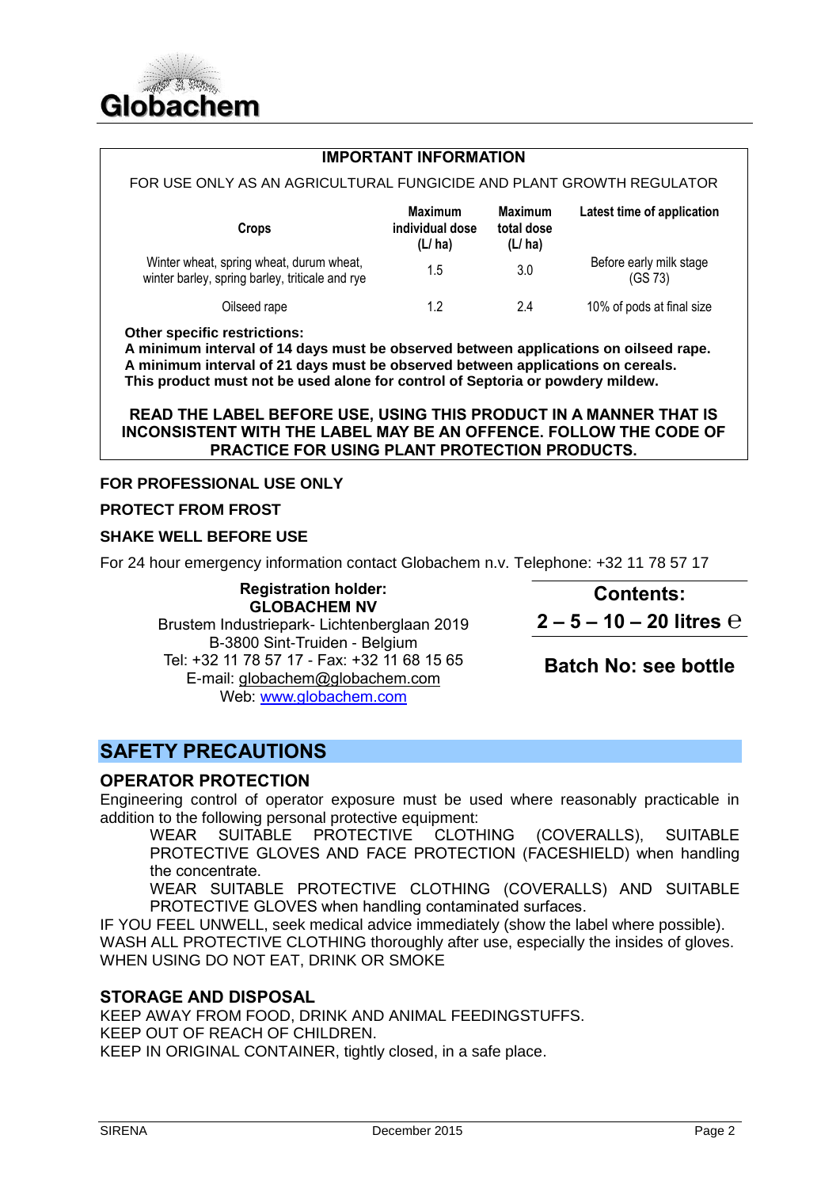Globachem

**IMPORTANT INFORMATION**

FOR USE ONLY AS AN AGRICULTURAL FUNGICIDE AND PLANT GROWTH REGULATOR

| Crops | Maximum individual dose (L/ ha) | Maximum total dose (L/ ha) | Latest time of application |
|---|---|---|---|
| Winter wheat, spring wheat, durum wheat, winter barley, spring barley, triticale and rye | 1.5 | 3.0 | Before early milk stage (GS 73) |
| Oilseed rape | 1.2 | 2.4 | 10% of pods at final size |

**Other specific restrictions:**
**A minimum interval of 14 days must be observed between applications on oilseed rape.**
**A minimum interval of 21 days must be observed between applications on cereals.**
**This product must not be used alone for control of Septoria or powdery mildew.**

**READ THE LABEL BEFORE USE, USING THIS PRODUCT IN A MANNER THAT IS INCONSISTENT WITH THE LABEL MAY BE AN OFFENCE. FOLLOW THE CODE OF PRACTICE FOR USING PLANT PROTECTION PRODUCTS.**

**FOR PROFESSIONAL USE ONLY**

**PROTECT FROM FROST**

**SHAKE WELL BEFORE USE**

For 24 hour emergency information contact Globachem n.v. Telephone: +32 11 78 57 17

**Registration holder:**
**GLOBACHEM NV**
Brustem Industriepark- Lichtenberglaan 2019
B-3800 Sint-Truiden - Belgium
Tel: +32 11 78 57 17 - Fax: +32 11 68 15 65
E-mail: globachem@globachem.com
Web: www.globachem.com

**Contents:**
**2 – 5 – 10 – 20 litres ℮**

**Batch No: see bottle**

## SAFETY PRECAUTIONS

### OPERATOR PROTECTION

Engineering control of operator exposure must be used where reasonably practicable in addition to the following personal protective equipment:

WEAR SUITABLE PROTECTIVE CLOTHING (COVERALLS), SUITABLE PROTECTIVE GLOVES AND FACE PROTECTION (FACESHIELD) when handling the concentrate.

WEAR SUITABLE PROTECTIVE CLOTHING (COVERALLS) AND SUITABLE PROTECTIVE GLOVES when handling contaminated surfaces.

IF YOU FEEL UNWELL, seek medical advice immediately (show the label where possible).
WASH ALL PROTECTIVE CLOTHING thoroughly after use, especially the insides of gloves.
WHEN USING DO NOT EAT, DRINK OR SMOKE

### STORAGE AND DISPOSAL

KEEP AWAY FROM FOOD, DRINK AND ANIMAL FEEDINGSTUFFS.
KEEP OUT OF REACH OF CHILDREN.
KEEP IN ORIGINAL CONTAINER, tightly closed, in a safe place.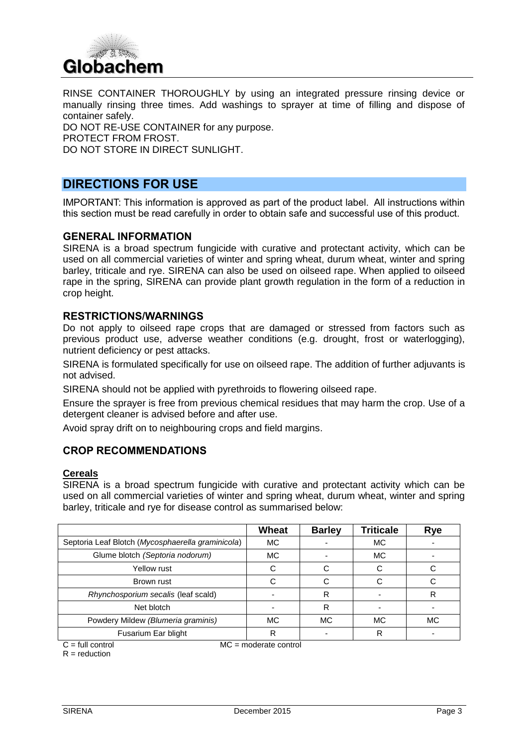RINSE CONTAINER THOROUGHLY by using an integrated pressure rinsing device or manually rinsing three times. Add washings to sprayer at time of filling and dispose of container safely.

DO NOT RE-USE CONTAINER for any purpose.

PROTECT FROM FROST.

DO NOT STORE IN DIRECT SUNLIGHT.

# DIRECTIONS FOR USE

IMPORTANT: This information is approved as part of the product label. All instructions within this section must be read carefully in order to obtain safe and successful use of this product.

## GENERAL INFORMATION

SIRENA is a broad spectrum fungicide with curative and protectant activity, which can be used on all commercial varieties of winter and spring wheat, durum wheat, winter and spring barley, triticale and rye. SIRENA can also be used on oilseed rape. When applied to oilseed rape in the spring, SIRENA can provide plant growth regulation in the form of a reduction in crop height.

## RESTRICTIONS/WARNINGS

Do not apply to oilseed rape crops that are damaged or stressed from factors such as previous product use, adverse weather conditions (e.g. drought, frost or waterlogging), nutrient deficiency or pest attacks.

SIRENA is formulated specifically for use on oilseed rape. The addition of further adjuvants is not advised.

SIRENA should not be applied with pyrethroids to flowering oilseed rape.

Ensure the sprayer is free from previous chemical residues that may harm the crop. Use of a detergent cleaner is advised before and after use.

Avoid spray drift on to neighbouring crops and field margins.

## CROP RECOMMENDATIONS

### Cereals

SIRENA is a broad spectrum fungicide with curative and protectant activity which can be used on all commercial varieties of winter and spring wheat, durum wheat, winter and spring barley, triticale and rye for disease control as summarised below:

| | Wheat | Barley | Triticale | Rye |
|---|---|---|---|---|
| Septoria Leaf Blotch (*Mycosphaerella graminicola*) | MC | - | MC | - |
| Glume blotch *(Septoria nodorum)* | MC | - | MC | - |
| Yellow rust | C | C | C | C |
| Brown rust | C | C | C | C |
| *Rhynchosporium secalis* (leaf scald) | - | R | - | R |
| Net blotch | - | R | - | - |
| Powdery Mildew *(Blumeria graminis)* | MC | MC | MC | MC |
| Fusarium Ear blight | R | - | R | - |

C = full control MC = moderate control

R = reduction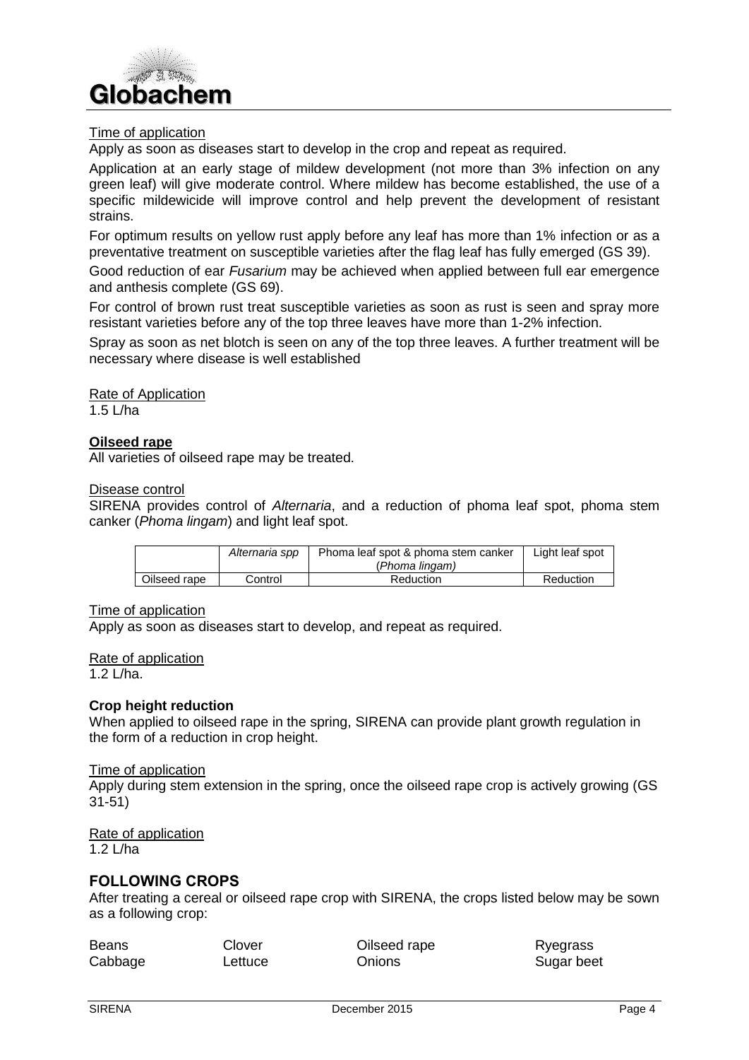Time of application

Apply as soon as diseases start to develop in the crop and repeat as required.

Application at an early stage of mildew development (not more than 3% infection on any green leaf) will give moderate control. Where mildew has become established, the use of a specific mildewicide will improve control and help prevent the development of resistant strains.

For optimum results on yellow rust apply before any leaf has more than 1% infection or as a preventative treatment on susceptible varieties after the flag leaf has fully emerged (GS 39).

Good reduction of ear *Fusarium* may be achieved when applied between full ear emergence and anthesis complete (GS 69).

For control of brown rust treat susceptible varieties as soon as rust is seen and spray more resistant varieties before any of the top three leaves have more than 1-2% infection.

Spray as soon as net blotch is seen on any of the top three leaves. A further treatment will be necessary where disease is well established

Rate of Application

1.5 L/ha

**Oilseed rape**

All varieties of oilseed rape may be treated.

Disease control

SIRENA provides control of *Alternaria*, and a reduction of phoma leaf spot, phoma stem canker (*Phoma lingam*) and light leaf spot.

| | *Alternaria spp* | Phoma leaf spot & phoma stem canker (*Phoma lingam*) | Light leaf spot |
|---|---|---|---|
| Oilseed rape | Control | Reduction | Reduction |

Time of application

Apply as soon as diseases start to develop, and repeat as required.

Rate of application

1.2 L/ha.

**Crop height reduction**

When applied to oilseed rape in the spring, SIRENA can provide plant growth regulation in the form of a reduction in crop height.

Time of application

Apply during stem extension in the spring, once the oilseed rape crop is actively growing (GS 31-51)

Rate of application

1.2 L/ha

## FOLLOWING CROPS

After treating a cereal or oilseed rape crop with SIRENA, the crops listed below may be sown as a following crop:

| | | | |
|---|---|---|---|
| Beans | Clover | Oilseed rape | Ryegrass |
| Cabbage | Lettuce | Onions | Sugar beet |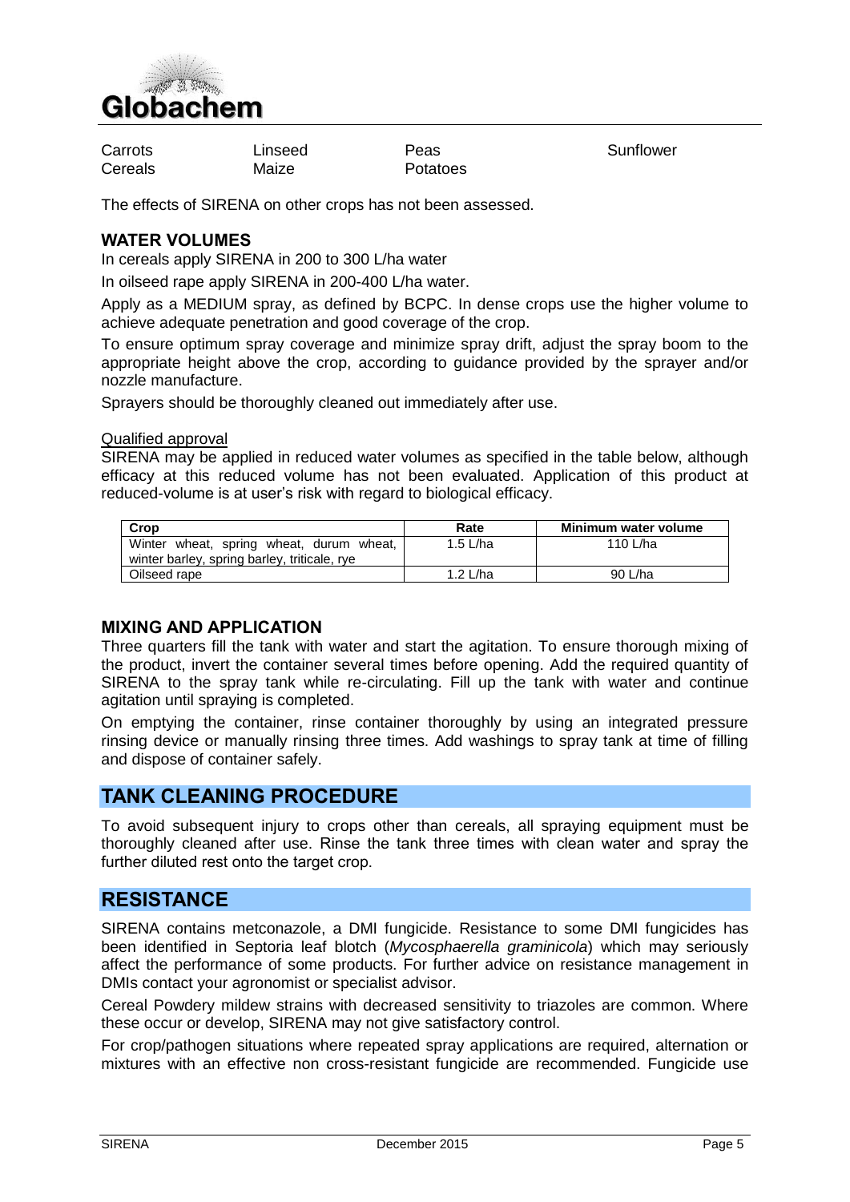| | | | |
|---|---|---|---|
| Carrots | Linseed | Peas | Sunflower |
| Cereals | Maize | Potatoes | |

The effects of SIRENA on other crops has not been assessed.

## WATER VOLUMES

In cereals apply SIRENA in 200 to 300 L/ha water

In oilseed rape apply SIRENA in 200-400 L/ha water.

Apply as a MEDIUM spray, as defined by BCPC. In dense crops use the higher volume to achieve adequate penetration and good coverage of the crop.

To ensure optimum spray coverage and minimize spray drift, adjust the spray boom to the appropriate height above the crop, according to guidance provided by the sprayer and/or nozzle manufacture.

Sprayers should be thoroughly cleaned out immediately after use.

Qualified approval

SIRENA may be applied in reduced water volumes as specified in the table below, although efficacy at this reduced volume has not been evaluated. Application of this product at reduced-volume is at user's risk with regard to biological efficacy.

| Crop | Rate | Minimum water volume |
|---|---|---|
| Winter wheat, spring wheat, durum wheat, winter barley, spring barley, triticale, rye | 1.5 L/ha | 110 L/ha |
| Oilseed rape | 1.2 L/ha | 90 L/ha |

## MIXING AND APPLICATION

Three quarters fill the tank with water and start the agitation. To ensure thorough mixing of the product, invert the container several times before opening. Add the required quantity of SIRENA to the spray tank while re-circulating. Fill up the tank with water and continue agitation until spraying is completed.

On emptying the container, rinse container thoroughly by using an integrated pressure rinsing device or manually rinsing three times. Add washings to spray tank at time of filling and dispose of container safely.

## TANK CLEANING PROCEDURE

To avoid subsequent injury to crops other than cereals, all spraying equipment must be thoroughly cleaned after use. Rinse the tank three times with clean water and spray the further diluted rest onto the target crop.

## RESISTANCE

SIRENA contains metconazole, a DMI fungicide. Resistance to some DMI fungicides has been identified in Septoria leaf blotch (*Mycosphaerella graminicola*) which may seriously affect the performance of some products. For further advice on resistance management in DMIs contact your agronomist or specialist advisor.

Cereal Powdery mildew strains with decreased sensitivity to triazoles are common. Where these occur or develop, SIRENA may not give satisfactory control.

For crop/pathogen situations where repeated spray applications are required, alternation or mixtures with an effective non cross-resistant fungicide are recommended. Fungicide use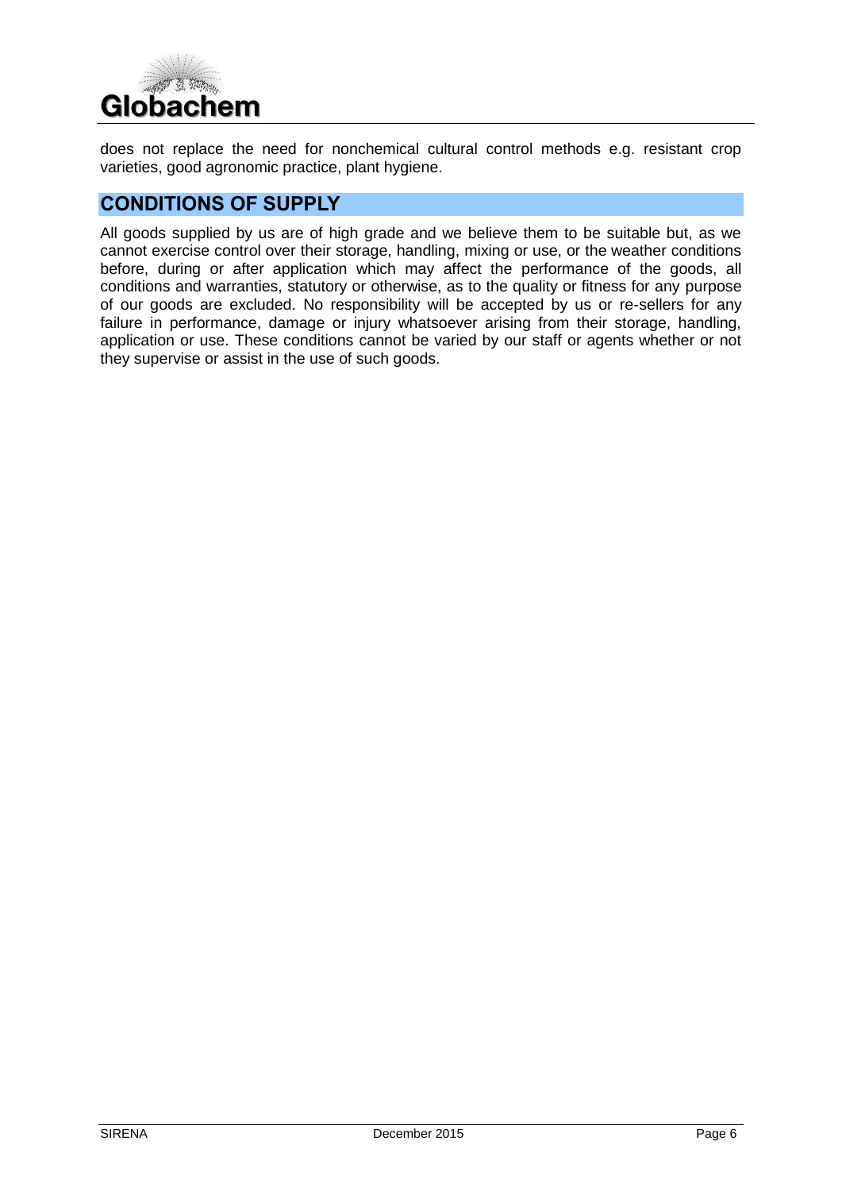does not replace the need for nonchemical cultural control methods e.g. resistant crop varieties, good agronomic practice, plant hygiene.

## CONDITIONS OF SUPPLY

All goods supplied by us are of high grade and we believe them to be suitable but, as we cannot exercise control over their storage, handling, mixing or use, or the weather conditions before, during or after application which may affect the performance of the goods, all conditions and warranties, statutory or otherwise, as to the quality or fitness for any purpose of our goods are excluded. No responsibility will be accepted by us or re-sellers for any failure in performance, damage or injury whatsoever arising from their storage, handling, application or use. These conditions cannot be varied by our staff or agents whether or not they supervise or assist in the use of such goods.